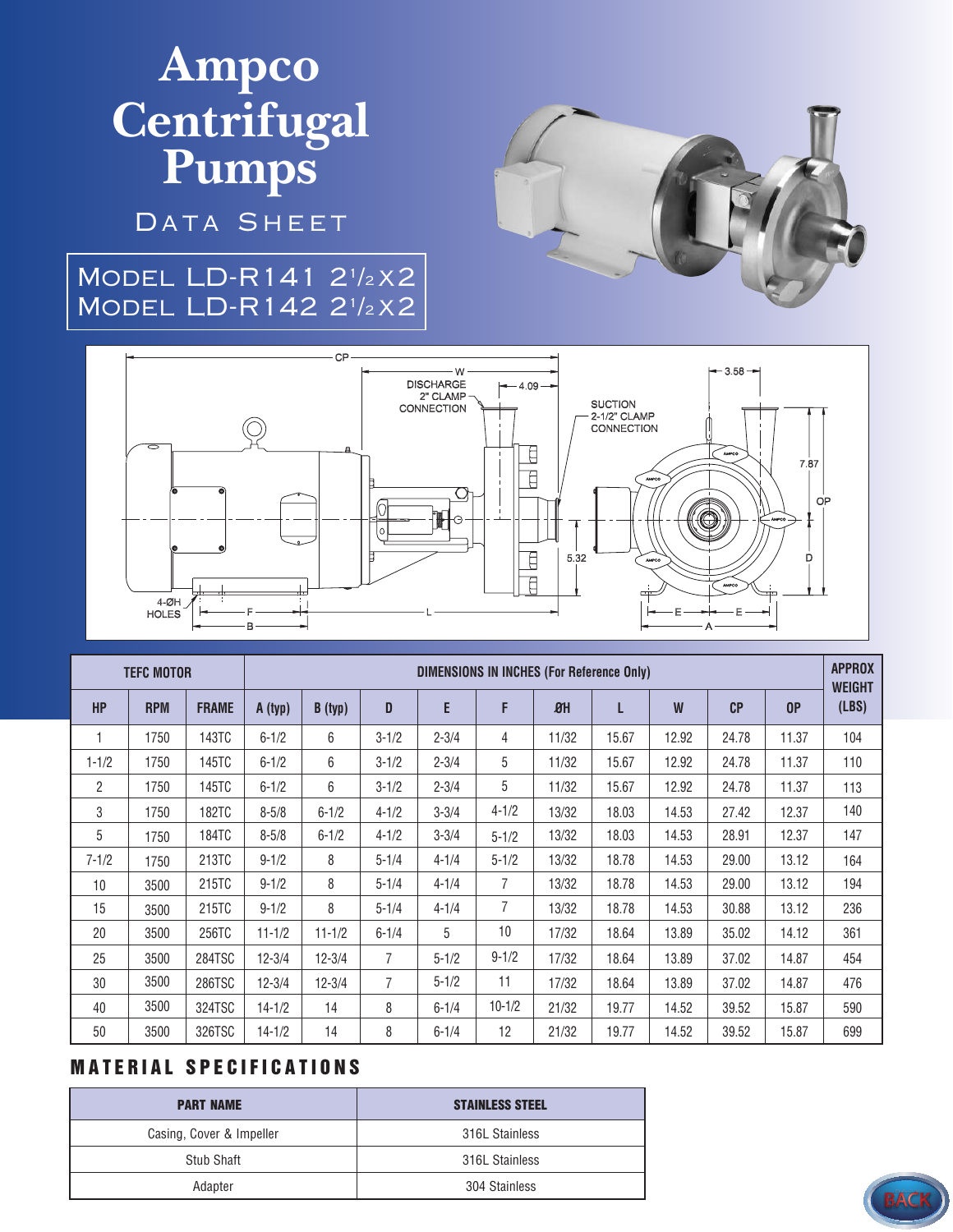# Ampco Centrifugal Pumps

## Data Sheet

**Model LD-R141 2½x2**
**Model LD-R142 2½x2**

| TEFC MOTOR | | | DIMENSIONS IN INCHES (For Reference Only) | | | | | | | | | | APPROX WEIGHT (LBS) |
|---|---|---|---|---|---|---|---|---|---|---|---|---|---|
| HP | RPM | FRAME | A (typ) | B (typ) | D | E | F | ØH | L | W | CP | OP | |
| 1 | 1750 | 143TC | 6-1/2 | 6 | 3-1/2 | 2-3/4 | 4 | 11/32 | 15.67 | 12.92 | 24.78 | 11.37 | 104 |
| 1-1/2 | 1750 | 145TC | 6-1/2 | 6 | 3-1/2 | 2-3/4 | 5 | 11/32 | 15.67 | 12.92 | 24.78 | 11.37 | 110 |
| 2 | 1750 | 145TC | 6-1/2 | 6 | 3-1/2 | 2-3/4 | 5 | 11/32 | 15.67 | 12.92 | 24.78 | 11.37 | 113 |
| 3 | 1750 | 182TC | 8-5/8 | 6-1/2 | 4-1/2 | 3-3/4 | 4-1/2 | 13/32 | 18.03 | 14.53 | 27.42 | 12.37 | 140 |
| 5 | 1750 | 184TC | 8-5/8 | 6-1/2 | 4-1/2 | 3-3/4 | 5-1/2 | 13/32 | 18.03 | 14.53 | 28.91 | 12.37 | 147 |
| 7-1/2 | 1750 | 213TC | 9-1/2 | 8 | 5-1/4 | 4-1/4 | 5-1/2 | 13/32 | 18.78 | 14.53 | 29.00 | 13.12 | 164 |
| 10 | 3500 | 215TC | 9-1/2 | 8 | 5-1/4 | 4-1/4 | 7 | 13/32 | 18.78 | 14.53 | 29.00 | 13.12 | 194 |
| 15 | 3500 | 215TC | 9-1/2 | 8 | 5-1/4 | 4-1/4 | 7 | 13/32 | 18.78 | 14.53 | 30.88 | 13.12 | 236 |
| 20 | 3500 | 256TC | 11-1/2 | 11-1/2 | 6-1/4 | 5 | 10 | 17/32 | 18.64 | 13.89 | 35.02 | 14.12 | 361 |
| 25 | 3500 | 284TSC | 12-3/4 | 12-3/4 | 7 | 5-1/2 | 9-1/2 | 17/32 | 18.64 | 13.89 | 37.02 | 14.87 | 454 |
| 30 | 3500 | 286TSC | 12-3/4 | 12-3/4 | 7 | 5-1/2 | 11 | 17/32 | 18.64 | 13.89 | 37.02 | 14.87 | 476 |
| 40 | 3500 | 324TSC | 14-1/2 | 14 | 8 | 6-1/4 | 10-1/2 | 21/32 | 19.77 | 14.52 | 39.52 | 15.87 | 590 |
| 50 | 3500 | 326TSC | 14-1/2 | 14 | 8 | 6-1/4 | 12 | 21/32 | 19.77 | 14.52 | 39.52 | 15.87 | 699 |

## MATERIAL SPECIFICATIONS

| PART NAME | STAINLESS STEEL |
|---|---|
| Casing, Cover & Impeller | 316L Stainless |
| Stub Shaft | 316L Stainless |
| Adapter | 304 Stainless |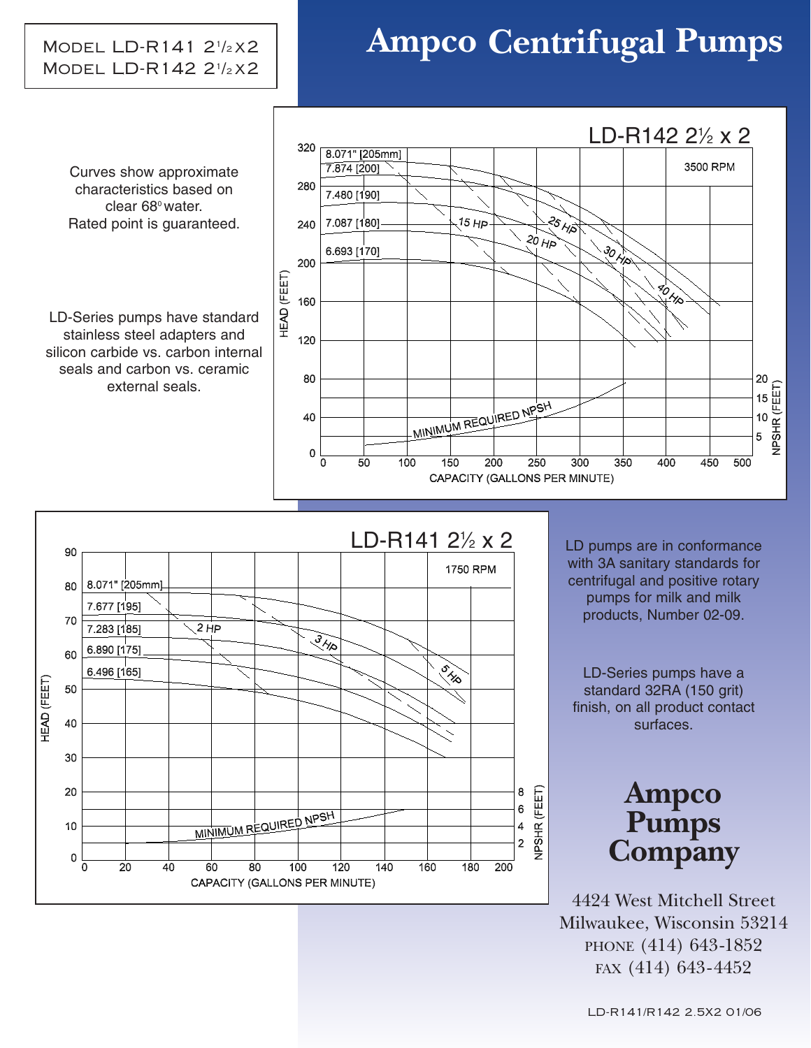Model LD-R141 2½x2
Model LD-R142 2½x2

# Ampco Centrifugal Pumps

Curves show approximate characteristics based on clear 68° water.
Rated point is guaranteed.

LD-Series pumps have standard stainless steel adapters and silicon carbide vs. carbon internal seals and carbon vs. ceramic external seals.

LD-R142 2½ x 2

3500 RPM

8.071" [205mm]
7.874 [200]
7.480 [190]
7.087 [180]
6.693 [170]

15 HP
20 HP
25 HP
30 HP
40 HP

MINIMUM REQUIRED NPSH

HEAD (FEET)
0 40 80 120 160 200 240 280 320

NPSHR (FEET)
5 10 15 20

CAPACITY (GALLONS PER MINUTE)
0 50 100 150 200 250 300 350 400 450 500

LD-R141 2½ x 2

1750 RPM

8.071" [205mm]
7.677 [195]
7.283 [185]
6.890 [175]
6.496 [165]

2 HP
3 HP
5 HP

MINIMUM REQUIRED NPSH

HEAD (FEET)
0 10 20 30 40 50 60 70 80 90

NPSHR (FEET)
2 4 6 8

CAPACITY (GALLONS PER MINUTE)
0 20 40 60 80 100 120 140 160 180 200

LD pumps are in conformance with 3A sanitary standards for centrifugal and positive rotary pumps for milk and milk products, Number 02-09.

LD-Series pumps have a standard 32RA (150 grit) finish, on all product contact surfaces.

## Ampco Pumps Company

4424 West Mitchell Street
Milwaukee, Wisconsin 53214
PHONE (414) 643-1852
FAX (414) 643-4452

LD-R141/R142 2.5X2 01/06